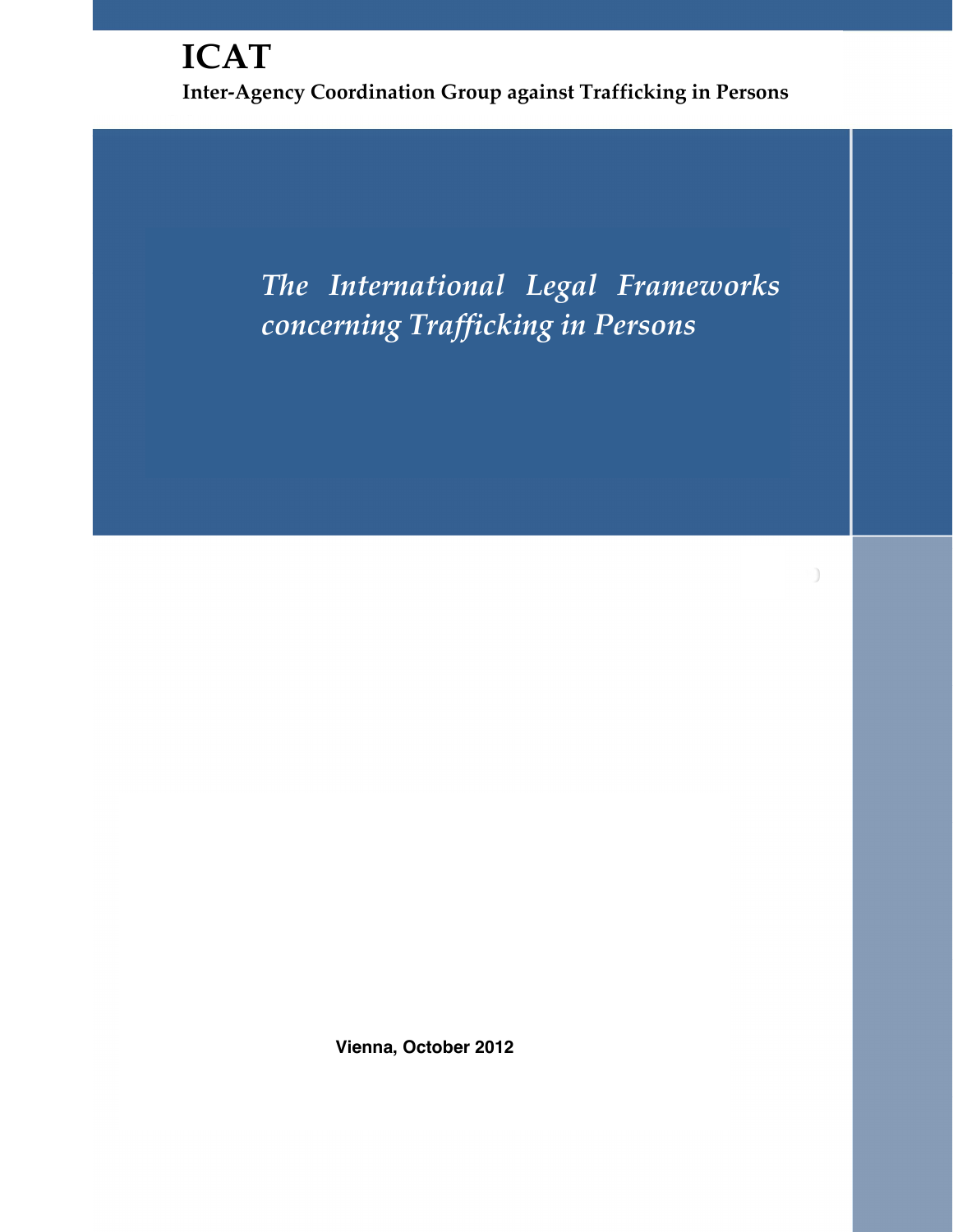# ICAT

**Inter-Agency Coordination Group against Trafficking in Persons**

## *The International Legal Frameworks concerning Trafficking in Persons*

**Vienna, October 2012**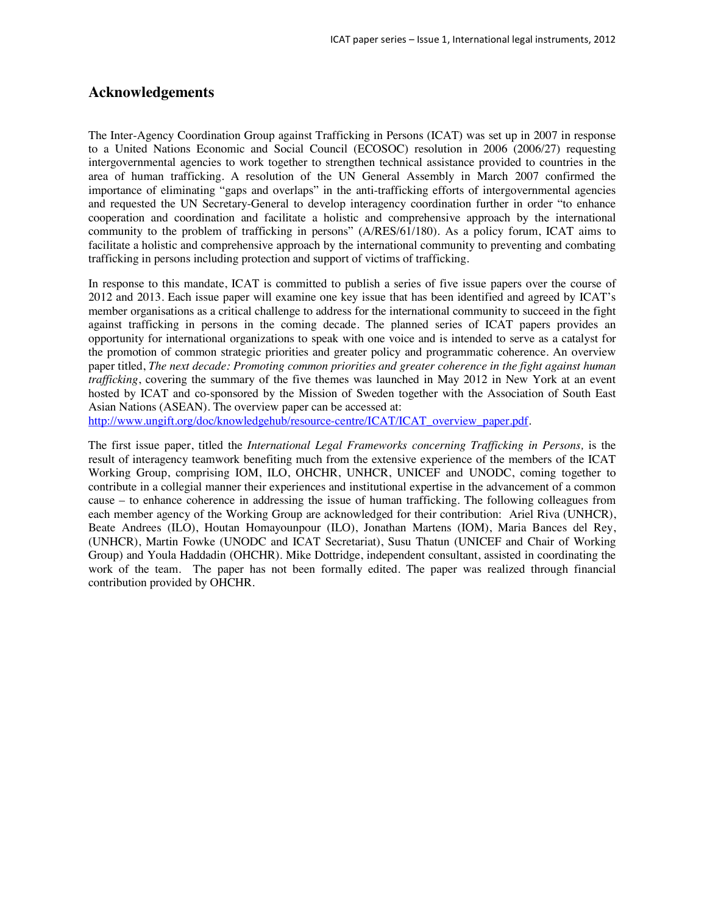## Acknowledgements

The Inter-Agency Coordination Group against Trafficking in Persons (ICAT) was set up in 2007 in response to a United Nations Economic and Social Council (ECOSOC) resolution in 2006 (2006/27) requesting intergovernmental agencies to work together to strengthen technical assistance provided to countries in the area of human trafficking. A resolution of the UN General Assembly in March 2007 confirmed the importance of eliminating "gaps and overlaps" in the anti-trafficking efforts of intergovernmental agencies and requested the UN Secretary-General to develop interagency coordination further in order "to enhance cooperation and coordination and facilitate a holistic and comprehensive approach by the international community to the problem of trafficking in persons" (A/RES/61/180). As a policy forum, ICAT aims to facilitate a holistic and comprehensive approach by the international community to preventing and combating trafficking in persons including protection and support of victims of trafficking.

In response to this mandate, ICAT is committed to publish a series of five issue papers over the course of 2012 and 2013. Each issue paper will examine one key issue that has been identified and agreed by ICAT's member organisations as a critical challenge to address for the international community to succeed in the fight against trafficking in persons in the coming decade. The planned series of ICAT papers provides an opportunity for international organizations to speak with one voice and is intended to serve as a catalyst for the promotion of common strategic priorities and greater policy and programmatic coherence. An overview paper titled, *The next decade: Promoting common priorities and greater coherence in the fight against human trafficking*, covering the summary of the five themes was launched in May 2012 in New York at an event hosted by ICAT and co-sponsored by the Mission of Sweden together with the Association of South East Asian Nations (ASEAN). The overview paper can be accessed at: http://www.ungift.org/doc/knowledgehub/resource-centre/ICAT/ICAT_overview_paper.pdf.

The first issue paper, titled the *International Legal Frameworks concerning Trafficking in Persons,* is the result of interagency teamwork benefiting much from the extensive experience of the members of the ICAT Working Group, comprising IOM, ILO, OHCHR, UNHCR, UNICEF and UNODC, coming together to contribute in a collegial manner their experiences and institutional expertise in the advancement of a common cause – to enhance coherence in addressing the issue of human trafficking. The following colleagues from each member agency of the Working Group are acknowledged for their contribution: Ariel Riva (UNHCR), Beate Andrees (ILO), Houtan Homayounpour (ILO), Jonathan Martens (IOM), Maria Bances del Rey, (UNHCR), Martin Fowke (UNODC and ICAT Secretariat), Susu Thatun (UNICEF and Chair of Working Group) and Youla Haddadin (OHCHR). Mike Dottridge, independent consultant, assisted in coordinating the work of the team. The paper has not been formally edited. The paper was realized through financial contribution provided by OHCHR.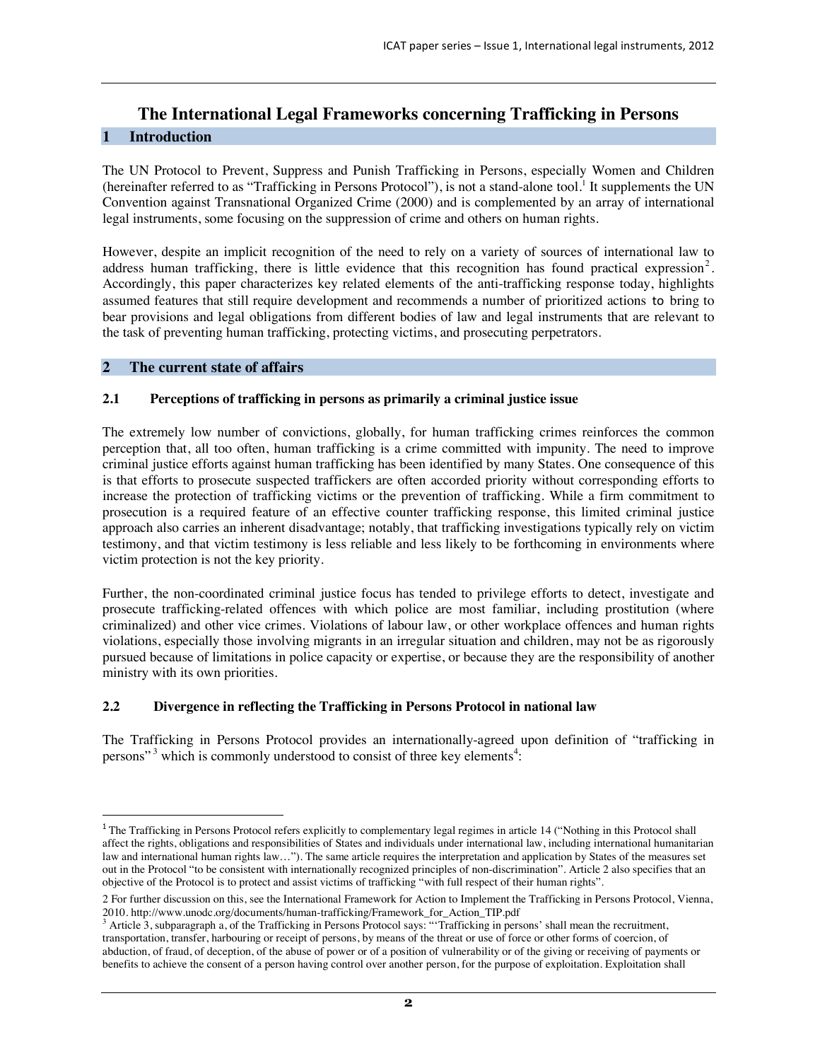# The International Legal Frameworks concerning Trafficking in Persons

## 1 Introduction

The UN Protocol to Prevent, Suppress and Punish Trafficking in Persons, especially Women and Children (hereinafter referred to as "Trafficking in Persons Protocol"), is not a stand-alone tool.[1] It supplements the UN Convention against Transnational Organized Crime (2000) and is complemented by an array of international legal instruments, some focusing on the suppression of crime and others on human rights.

However, despite an implicit recognition of the need to rely on a variety of sources of international law to address human trafficking, there is little evidence that this recognition has found practical expression[2]. Accordingly, this paper characterizes key related elements of the anti-trafficking response today, highlights assumed features that still require development and recommends a number of prioritized actions to bring to bear provisions and legal obligations from different bodies of law and legal instruments that are relevant to the task of preventing human trafficking, protecting victims, and prosecuting perpetrators.

## 2 The current state of affairs

### 2.1 Perceptions of trafficking in persons as primarily a criminal justice issue

The extremely low number of convictions, globally, for human trafficking crimes reinforces the common perception that, all too often, human trafficking is a crime committed with impunity. The need to improve criminal justice efforts against human trafficking has been identified by many States. One consequence of this is that efforts to prosecute suspected traffickers are often accorded priority without corresponding efforts to increase the protection of trafficking victims or the prevention of trafficking. While a firm commitment to prosecution is a required feature of an effective counter trafficking response, this limited criminal justice approach also carries an inherent disadvantage; notably, that trafficking investigations typically rely on victim testimony, and that victim testimony is less reliable and less likely to be forthcoming in environments where victim protection is not the key priority.

Further, the non-coordinated criminal justice focus has tended to privilege efforts to detect, investigate and prosecute trafficking-related offences with which police are most familiar, including prostitution (where criminalized) and other vice crimes. Violations of labour law, or other workplace offences and human rights violations, especially those involving migrants in an irregular situation and children, may not be as rigorously pursued because of limitations in police capacity or expertise, or because they are the responsibility of another ministry with its own priorities.

### 2.2 Divergence in reflecting the Trafficking in Persons Protocol in national law

The Trafficking in Persons Protocol provides an internationally-agreed upon definition of "trafficking in persons"[3] which is commonly understood to consist of three key elements[4]:

---

[1] The Trafficking in Persons Protocol refers explicitly to complementary legal regimes in article 14 ("Nothing in this Protocol shall affect the rights, obligations and responsibilities of States and individuals under international law, including international humanitarian law and international human rights law…"). The same article requires the interpretation and application by States of the measures set out in the Protocol "to be consistent with internationally recognized principles of non-discrimination". Article 2 also specifies that an objective of the Protocol is to protect and assist victims of trafficking "with full respect of their human rights".

2 For further discussion on this, see the International Framework for Action to Implement the Trafficking in Persons Protocol, Vienna, 2010. http://www.unodc.org/documents/human-trafficking/Framework_for_Action_TIP.pdf

[3] Article 3, subparagraph a, of the Trafficking in Persons Protocol says: "'Trafficking in persons' shall mean the recruitment, transportation, transfer, harbouring or receipt of persons, by means of the threat or use of force or other forms of coercion, of abduction, of fraud, of deception, of the abuse of power or of a position of vulnerability or of the giving or receiving of payments or benefits to achieve the consent of a person having control over another person, for the purpose of exploitation. Exploitation shall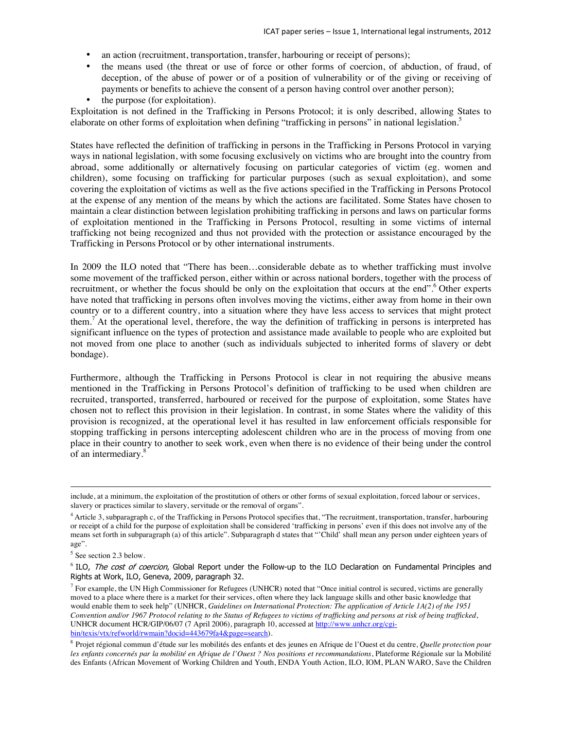- an action (recruitment, transportation, transfer, harbouring or receipt of persons);
- the means used (the threat or use of force or other forms of coercion, of abduction, of fraud, of deception, of the abuse of power or of a position of vulnerability or of the giving or receiving of payments or benefits to achieve the consent of a person having control over another person);
- the purpose (for exploitation).

Exploitation is not defined in the Trafficking in Persons Protocol; it is only described, allowing States to elaborate on other forms of exploitation when defining "trafficking in persons" in national legislation.[5]

States have reflected the definition of trafficking in persons in the Trafficking in Persons Protocol in varying ways in national legislation, with some focusing exclusively on victims who are brought into the country from abroad, some additionally or alternatively focusing on particular categories of victim (eg. women and children), some focusing on trafficking for particular purposes (such as sexual exploitation), and some covering the exploitation of victims as well as the five actions specified in the Trafficking in Persons Protocol at the expense of any mention of the means by which the actions are facilitated. Some States have chosen to maintain a clear distinction between legislation prohibiting trafficking in persons and laws on particular forms of exploitation mentioned in the Trafficking in Persons Protocol, resulting in some victims of internal trafficking not being recognized and thus not provided with the protection or assistance encouraged by the Trafficking in Persons Protocol or by other international instruments.

In 2009 the ILO noted that "There has been…considerable debate as to whether trafficking must involve some movement of the trafficked person, either within or across national borders, together with the process of recruitment, or whether the focus should be only on the exploitation that occurs at the end".[6] Other experts have noted that trafficking in persons often involves moving the victims, either away from home in their own country or to a different country, into a situation where they have less access to services that might protect them.[7] At the operational level, therefore, the way the definition of trafficking in persons is interpreted has significant influence on the types of protection and assistance made available to people who are exploited but not moved from one place to another (such as individuals subjected to inherited forms of slavery or debt bondage).

Furthermore, although the Trafficking in Persons Protocol is clear in not requiring the abusive means mentioned in the Trafficking in Persons Protocol's definition of trafficking to be used when children are recruited, transported, transferred, harboured or received for the purpose of exploitation, some States have chosen not to reflect this provision in their legislation. In contrast, in some States where the validity of this provision is recognized, at the operational level it has resulted in law enforcement officials responsible for stopping trafficking in persons intercepting adolescent children who are in the process of moving from one place in their country to another to seek work, even when there is no evidence of their being under the control of an intermediary.[8]

---

include, at a minimum, the exploitation of the prostitution of others or other forms of sexual exploitation, forced labour or services, slavery or practices similar to slavery, servitude or the removal of organs".

[4] Article 3, subparagraph c, of the Trafficking in Persons Protocol specifies that, "The recruitment, transportation, transfer, harbouring or receipt of a child for the purpose of exploitation shall be considered 'trafficking in persons' even if this does not involve any of the means set forth in subparagraph (a) of this article". Subparagraph d states that "'Child' shall mean any person under eighteen years of age".

[5] See section 2.3 below.

[6] ILO, *The cost of coercion*, Global Report under the Follow-up to the ILO Declaration on Fundamental Principles and Rights at Work, ILO, Geneva, 2009, paragraph 32.

[7] For example, the UN High Commissioner for Refugees (UNHCR) noted that "Once initial control is secured, victims are generally moved to a place where there is a market for their services, often where they lack language skills and other basic knowledge that would enable them to seek help" (UNHCR, *Guidelines on International Protection: The application of Article 1A(2) of the 1951 Convention and/or 1967 Protocol relating to the Status of Refugees to victims of trafficking and persons at risk of being trafficked*, UNHCR document HCR/GIP/06/07 (7 April 2006), paragraph 10, accessed at http://www.unhcr.org/cgi-bin/texis/vtx/refworld/rwmain?docid=443679fa4&page=search).

[8] Projet régional commun d'étude sur les mobilités des enfants et des jeunes en Afrique de l'Ouest et du centre, *Quelle protection pour les enfants concernés par la mobilité en Afrique de l'Ouest ? Nos positions et recommandations*, Plateforme Régionale sur la Mobilité des Enfants (African Movement of Working Children and Youth, ENDA Youth Action, ILO, IOM, PLAN WARO, Save the Children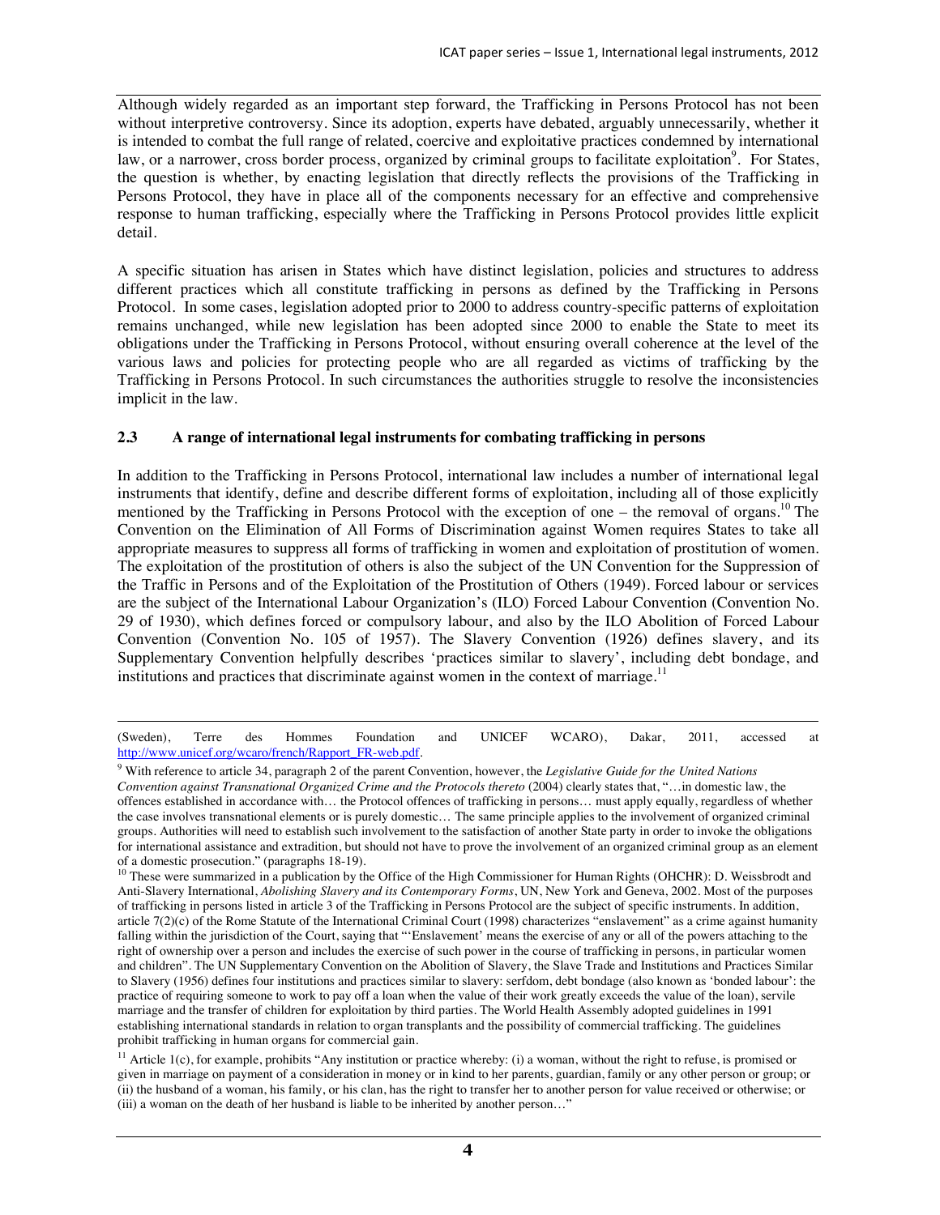Although widely regarded as an important step forward, the Trafficking in Persons Protocol has not been without interpretive controversy. Since its adoption, experts have debated, arguably unnecessarily, whether it is intended to combat the full range of related, coercive and exploitative practices condemned by international law, or a narrower, cross border process, organized by criminal groups to facilitate exploitation[9]. For States, the question is whether, by enacting legislation that directly reflects the provisions of the Trafficking in Persons Protocol, they have in place all of the components necessary for an effective and comprehensive response to human trafficking, especially where the Trafficking in Persons Protocol provides little explicit detail.

A specific situation has arisen in States which have distinct legislation, policies and structures to address different practices which all constitute trafficking in persons as defined by the Trafficking in Persons Protocol. In some cases, legislation adopted prior to 2000 to address country-specific patterns of exploitation remains unchanged, while new legislation has been adopted since 2000 to enable the State to meet its obligations under the Trafficking in Persons Protocol, without ensuring overall coherence at the level of the various laws and policies for protecting people who are all regarded as victims of trafficking by the Trafficking in Persons Protocol. In such circumstances the authorities struggle to resolve the inconsistencies implicit in the law.

### 2.3 A range of international legal instruments for combating trafficking in persons

In addition to the Trafficking in Persons Protocol, international law includes a number of international legal instruments that identify, define and describe different forms of exploitation, including all of those explicitly mentioned by the Trafficking in Persons Protocol with the exception of one – the removal of organs.[10] The Convention on the Elimination of All Forms of Discrimination against Women requires States to take all appropriate measures to suppress all forms of trafficking in women and exploitation of prostitution of women. The exploitation of the prostitution of others is also the subject of the UN Convention for the Suppression of the Traffic in Persons and of the Exploitation of the Prostitution of Others (1949). Forced labour or services are the subject of the International Labour Organization's (ILO) Forced Labour Convention (Convention No. 29 of 1930), which defines forced or compulsory labour, and also by the ILO Abolition of Forced Labour Convention (Convention No. 105 of 1957). The Slavery Convention (1926) defines slavery, and its Supplementary Convention helpfully describes 'practices similar to slavery', including debt bondage, and institutions and practices that discriminate against women in the context of marriage.[11]

---

(Sweden), Terre des Hommes Foundation and UNICEF WCARO), Dakar, 2011, accessed at http://www.unicef.org/wcaro/french/Rapport_FR-web.pdf.

[9] With reference to article 34, paragraph 2 of the parent Convention, however, the *Legislative Guide for the United Nations Convention against Transnational Organized Crime and the Protocols thereto* (2004) clearly states that, "…in domestic law, the offences established in accordance with… the Protocol offences of trafficking in persons… must apply equally, regardless of whether the case involves transnational elements or is purely domestic… The same principle applies to the involvement of organized criminal groups. Authorities will need to establish such involvement to the satisfaction of another State party in order to invoke the obligations for international assistance and extradition, but should not have to prove the involvement of an organized criminal group as an element of a domestic prosecution." (paragraphs 18-19).

[10] These were summarized in a publication by the Office of the High Commissioner for Human Rights (OHCHR): D. Weissbrodt and Anti-Slavery International, *Abolishing Slavery and its Contemporary Forms*, UN, New York and Geneva, 2002. Most of the purposes of trafficking in persons listed in article 3 of the Trafficking in Persons Protocol are the subject of specific instruments. In addition, article 7(2)(c) of the Rome Statute of the International Criminal Court (1998) characterizes "enslavement" as a crime against humanity falling within the jurisdiction of the Court, saying that "'Enslavement' means the exercise of any or all of the powers attaching to the right of ownership over a person and includes the exercise of such power in the course of trafficking in persons, in particular women and children". The UN Supplementary Convention on the Abolition of Slavery, the Slave Trade and Institutions and Practices Similar to Slavery (1956) defines four institutions and practices similar to slavery: serfdom, debt bondage (also known as 'bonded labour': the practice of requiring someone to work to pay off a loan when the value of their work greatly exceeds the value of the loan), servile marriage and the transfer of children for exploitation by third parties. The World Health Assembly adopted guidelines in 1991 establishing international standards in relation to organ transplants and the possibility of commercial trafficking. The guidelines prohibit trafficking in human organs for commercial gain.

[11] Article 1(c), for example, prohibits "Any institution or practice whereby: (i) a woman, without the right to refuse, is promised or given in marriage on payment of a consideration in money or in kind to her parents, guardian, family or any other person or group; or (ii) the husband of a woman, his family, or his clan, has the right to transfer her to another person for value received or otherwise; or (iii) a woman on the death of her husband is liable to be inherited by another person…"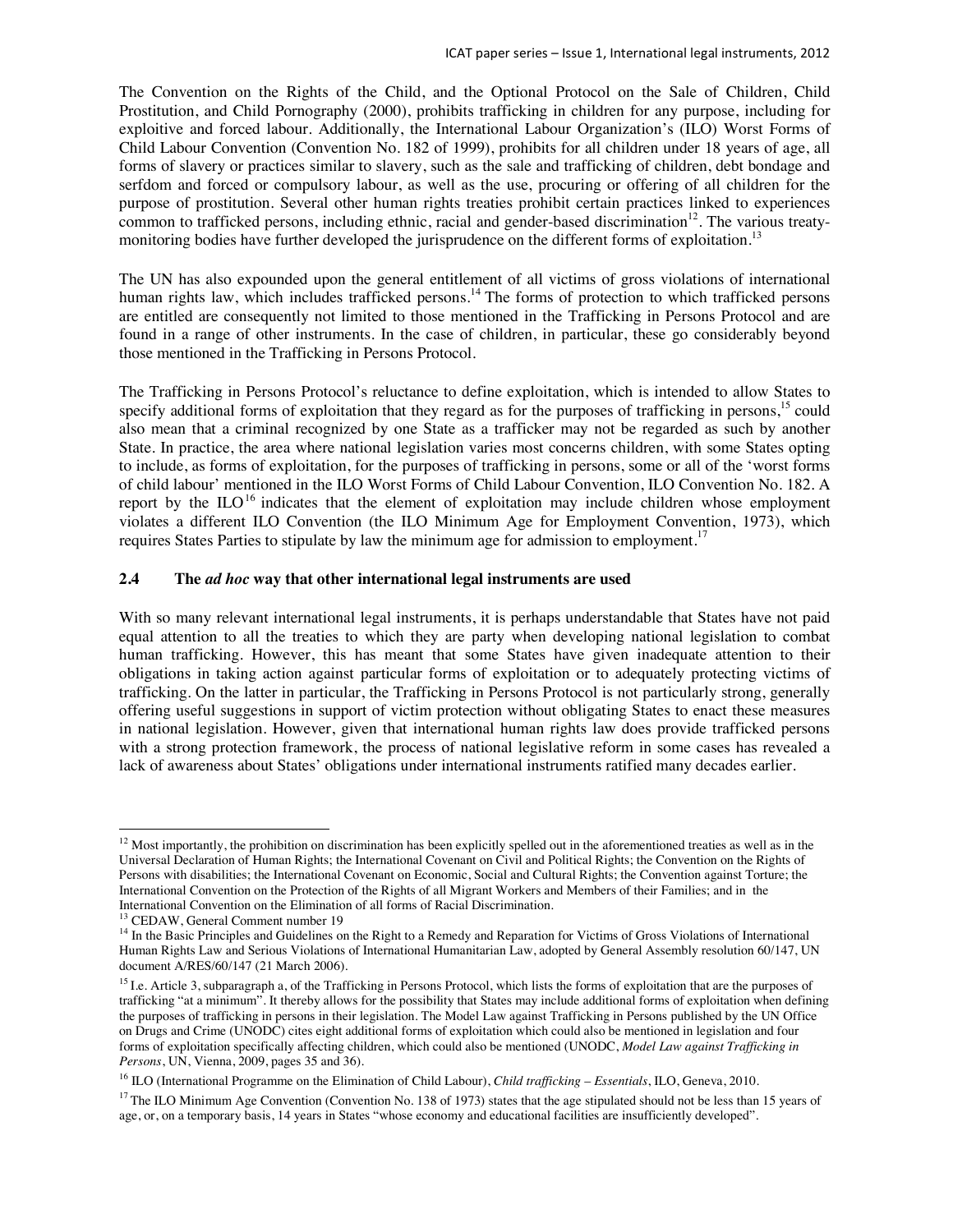The Convention on the Rights of the Child, and the Optional Protocol on the Sale of Children, Child Prostitution, and Child Pornography (2000), prohibits trafficking in children for any purpose, including for exploitive and forced labour. Additionally, the International Labour Organization's (ILO) Worst Forms of Child Labour Convention (Convention No. 182 of 1999), prohibits for all children under 18 years of age, all forms of slavery or practices similar to slavery, such as the sale and trafficking of children, debt bondage and serfdom and forced or compulsory labour, as well as the use, procuring or offering of all children for the purpose of prostitution. Several other human rights treaties prohibit certain practices linked to experiences common to trafficked persons, including ethnic, racial and gender-based discrimination[12]. The various treaty-monitoring bodies have further developed the jurisprudence on the different forms of exploitation.[13]

The UN has also expounded upon the general entitlement of all victims of gross violations of international human rights law, which includes trafficked persons.[14] The forms of protection to which trafficked persons are entitled are consequently not limited to those mentioned in the Trafficking in Persons Protocol and are found in a range of other instruments. In the case of children, in particular, these go considerably beyond those mentioned in the Trafficking in Persons Protocol.

The Trafficking in Persons Protocol's reluctance to define exploitation, which is intended to allow States to specify additional forms of exploitation that they regard as for the purposes of trafficking in persons,[15] could also mean that a criminal recognized by one State as a trafficker may not be regarded as such by another State. In practice, the area where national legislation varies most concerns children, with some States opting to include, as forms of exploitation, for the purposes of trafficking in persons, some or all of the 'worst forms of child labour' mentioned in the ILO Worst Forms of Child Labour Convention, ILO Convention No. 182. A report by the ILO[16] indicates that the element of exploitation may include children whose employment violates a different ILO Convention (the ILO Minimum Age for Employment Convention, 1973), which requires States Parties to stipulate by law the minimum age for admission to employment.[17]

### 2.4 The *ad hoc* way that other international legal instruments are used

With so many relevant international legal instruments, it is perhaps understandable that States have not paid equal attention to all the treaties to which they are party when developing national legislation to combat human trafficking. However, this has meant that some States have given inadequate attention to their obligations in taking action against particular forms of exploitation or to adequately protecting victims of trafficking. On the latter in particular, the Trafficking in Persons Protocol is not particularly strong, generally offering useful suggestions in support of victim protection without obligating States to enact these measures in national legislation. However, given that international human rights law does provide trafficked persons with a strong protection framework, the process of national legislative reform in some cases has revealed a lack of awareness about States' obligations under international instruments ratified many decades earlier.

---

[12] Most importantly, the prohibition on discrimination has been explicitly spelled out in the aforementioned treaties as well as in the Universal Declaration of Human Rights; the International Covenant on Civil and Political Rights; the Convention on the Rights of Persons with disabilities; the International Covenant on Economic, Social and Cultural Rights; the Convention against Torture; the International Convention on the Protection of the Rights of all Migrant Workers and Members of their Families; and in the International Convention on the Elimination of all forms of Racial Discrimination.

[13] CEDAW, General Comment number 19

[14] In the Basic Principles and Guidelines on the Right to a Remedy and Reparation for Victims of Gross Violations of International Human Rights Law and Serious Violations of International Humanitarian Law, adopted by General Assembly resolution 60/147, UN document A/RES/60/147 (21 March 2006).

[15] I.e. Article 3, subparagraph a, of the Trafficking in Persons Protocol, which lists the forms of exploitation that are the purposes of trafficking "at a minimum". It thereby allows for the possibility that States may include additional forms of exploitation when defining the purposes of trafficking in persons in their legislation. The Model Law against Trafficking in Persons published by the UN Office on Drugs and Crime (UNODC) cites eight additional forms of exploitation which could also be mentioned in legislation and four forms of exploitation specifically affecting children, which could also be mentioned (UNODC, *Model Law against Trafficking in Persons*, UN, Vienna, 2009, pages 35 and 36).

[16] ILO (International Programme on the Elimination of Child Labour), *Child trafficking – Essentials*, ILO, Geneva, 2010.

[17] The ILO Minimum Age Convention (Convention No. 138 of 1973) states that the age stipulated should not be less than 15 years of age, or, on a temporary basis, 14 years in States "whose economy and educational facilities are insufficiently developed".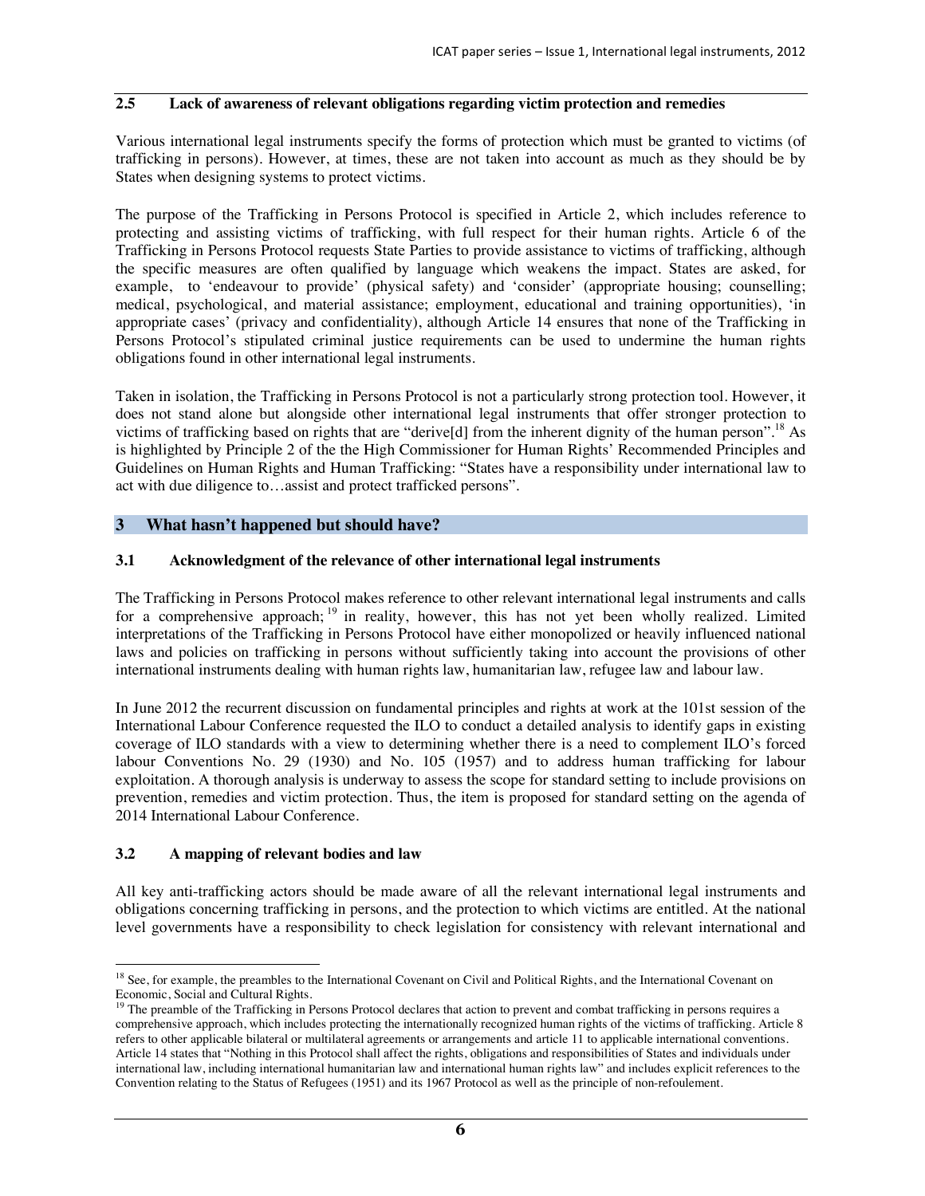### 2.5 Lack of awareness of relevant obligations regarding victim protection and remedies

Various international legal instruments specify the forms of protection which must be granted to victims (of trafficking in persons). However, at times, these are not taken into account as much as they should be by States when designing systems to protect victims.

The purpose of the Trafficking in Persons Protocol is specified in Article 2, which includes reference to protecting and assisting victims of trafficking, with full respect for their human rights. Article 6 of the Trafficking in Persons Protocol requests State Parties to provide assistance to victims of trafficking, although the specific measures are often qualified by language which weakens the impact. States are asked, for example, to 'endeavour to provide' (physical safety) and 'consider' (appropriate housing; counselling; medical, psychological, and material assistance; employment, educational and training opportunities), 'in appropriate cases' (privacy and confidentiality), although Article 14 ensures that none of the Trafficking in Persons Protocol's stipulated criminal justice requirements can be used to undermine the human rights obligations found in other international legal instruments.

Taken in isolation, the Trafficking in Persons Protocol is not a particularly strong protection tool. However, it does not stand alone but alongside other international legal instruments that offer stronger protection to victims of trafficking based on rights that are "derive[d] from the inherent dignity of the human person".[18] As is highlighted by Principle 2 of the the High Commissioner for Human Rights' Recommended Principles and Guidelines on Human Rights and Human Trafficking: "States have a responsibility under international law to act with due diligence to…assist and protect trafficked persons".

## 3 What hasn't happened but should have?

### 3.1 Acknowledgment of the relevance of other international legal instruments

The Trafficking in Persons Protocol makes reference to other relevant international legal instruments and calls for a comprehensive approach;[19] in reality, however, this has not yet been wholly realized. Limited interpretations of the Trafficking in Persons Protocol have either monopolized or heavily influenced national laws and policies on trafficking in persons without sufficiently taking into account the provisions of other international instruments dealing with human rights law, humanitarian law, refugee law and labour law.

In June 2012 the recurrent discussion on fundamental principles and rights at work at the 101st session of the International Labour Conference requested the ILO to conduct a detailed analysis to identify gaps in existing coverage of ILO standards with a view to determining whether there is a need to complement ILO's forced labour Conventions No. 29 (1930) and No. 105 (1957) and to address human trafficking for labour exploitation. A thorough analysis is underway to assess the scope for standard setting to include provisions on prevention, remedies and victim protection. Thus, the item is proposed for standard setting on the agenda of 2014 International Labour Conference.

### 3.2 A mapping of relevant bodies and law

All key anti-trafficking actors should be made aware of all the relevant international legal instruments and obligations concerning trafficking in persons, and the protection to which victims are entitled. At the national level governments have a responsibility to check legislation for consistency with relevant international and

---

[18] See, for example, the preambles to the International Covenant on Civil and Political Rights, and the International Covenant on Economic, Social and Cultural Rights.

[19] The preamble of the Trafficking in Persons Protocol declares that action to prevent and combat trafficking in persons requires a comprehensive approach, which includes protecting the internationally recognized human rights of the victims of trafficking. Article 8 refers to other applicable bilateral or multilateral agreements or arrangements and article 11 to applicable international conventions. Article 14 states that "Nothing in this Protocol shall affect the rights, obligations and responsibilities of States and individuals under international law, including international humanitarian law and international human rights law" and includes explicit references to the Convention relating to the Status of Refugees (1951) and its 1967 Protocol as well as the principle of non-refoulement.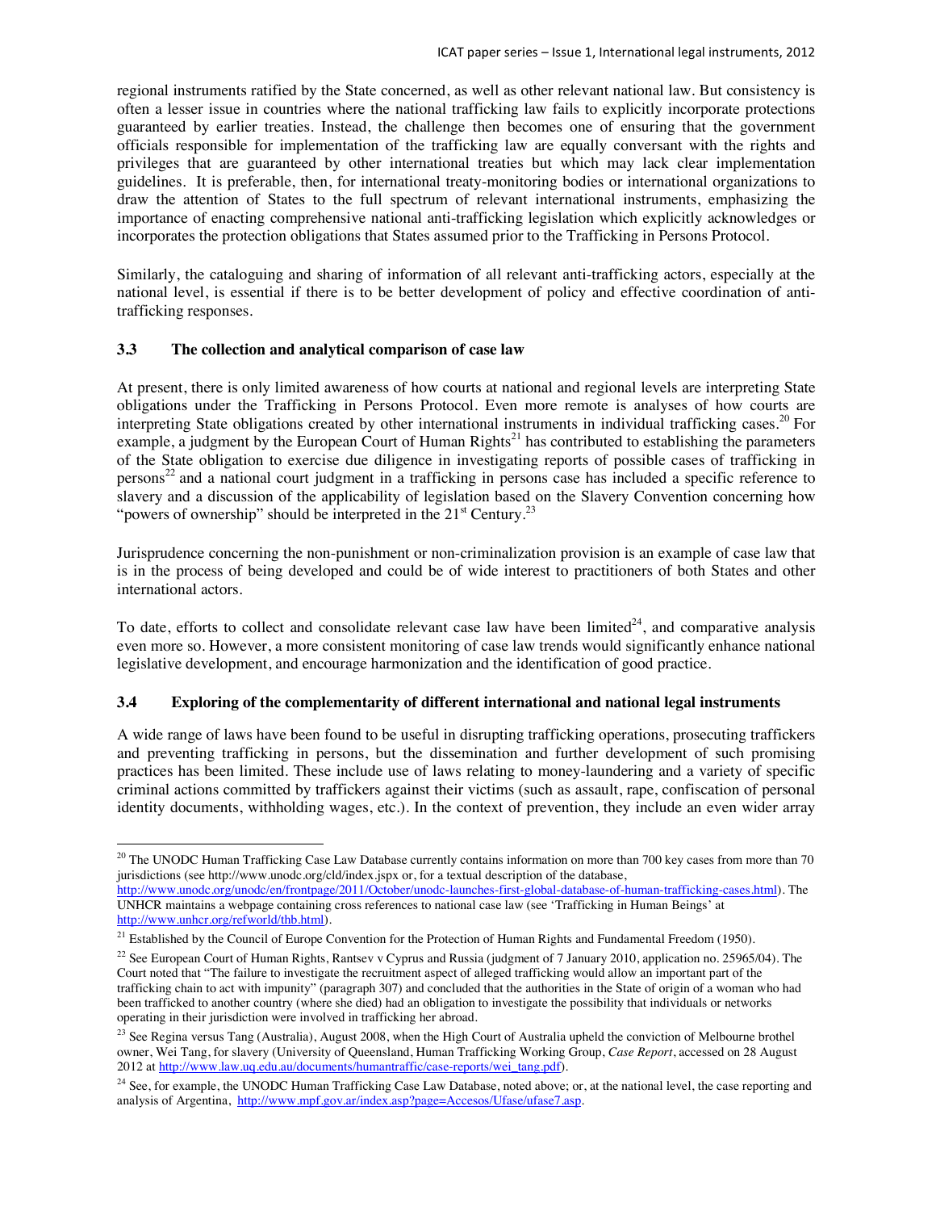regional instruments ratified by the State concerned, as well as other relevant national law. But consistency is often a lesser issue in countries where the national trafficking law fails to explicitly incorporate protections guaranteed by earlier treaties. Instead, the challenge then becomes one of ensuring that the government officials responsible for implementation of the trafficking law are equally conversant with the rights and privileges that are guaranteed by other international treaties but which may lack clear implementation guidelines. It is preferable, then, for international treaty-monitoring bodies or international organizations to draw the attention of States to the full spectrum of relevant international instruments, emphasizing the importance of enacting comprehensive national anti-trafficking legislation which explicitly acknowledges or incorporates the protection obligations that States assumed prior to the Trafficking in Persons Protocol.

Similarly, the cataloguing and sharing of information of all relevant anti-trafficking actors, especially at the national level, is essential if there is to be better development of policy and effective coordination of anti-trafficking responses.

### 3.3 The collection and analytical comparison of case law

At present, there is only limited awareness of how courts at national and regional levels are interpreting State obligations under the Trafficking in Persons Protocol. Even more remote is analyses of how courts are interpreting State obligations created by other international instruments in individual trafficking cases.[20] For example, a judgment by the European Court of Human Rights[21] has contributed to establishing the parameters of the State obligation to exercise due diligence in investigating reports of possible cases of trafficking in persons[22] and a national court judgment in a trafficking in persons case has included a specific reference to slavery and a discussion of the applicability of legislation based on the Slavery Convention concerning how "powers of ownership" should be interpreted in the 21st Century.[23]

Jurisprudence concerning the non-punishment or non-criminalization provision is an example of case law that is in the process of being developed and could be of wide interest to practitioners of both States and other international actors.

To date, efforts to collect and consolidate relevant case law have been limited[24], and comparative analysis even more so. However, a more consistent monitoring of case law trends would significantly enhance national legislative development, and encourage harmonization and the identification of good practice.

### 3.4 Exploring of the complementarity of different international and national legal instruments

A wide range of laws have been found to be useful in disrupting trafficking operations, prosecuting traffickers and preventing trafficking in persons, but the dissemination and further development of such promising practices has been limited. These include use of laws relating to money-laundering and a variety of specific criminal actions committed by traffickers against their victims (such as assault, rape, confiscation of personal identity documents, withholding wages, etc.). In the context of prevention, they include an even wider array

---

[20] The UNODC Human Trafficking Case Law Database currently contains information on more than 700 key cases from more than 70 jurisdictions (see http://www.unodc.org/cld/index.jspx or, for a textual description of the database, http://www.unodc.org/unodc/en/frontpage/2011/October/unodc-launches-first-global-database-of-human-trafficking-cases.html). The UNHCR maintains a webpage containing cross references to national case law (see 'Trafficking in Human Beings' at http://www.unhcr.org/refworld/thb.html).

[21] Established by the Council of Europe Convention for the Protection of Human Rights and Fundamental Freedom (1950).

[22] See European Court of Human Rights, Rantsev v Cyprus and Russia (judgment of 7 January 2010, application no. 25965/04). The Court noted that "The failure to investigate the recruitment aspect of alleged trafficking would allow an important part of the trafficking chain to act with impunity" (paragraph 307) and concluded that the authorities in the State of origin of a woman who had been trafficked to another country (where she died) had an obligation to investigate the possibility that individuals or networks operating in their jurisdiction were involved in trafficking her abroad.

[23] See Regina versus Tang (Australia), August 2008, when the High Court of Australia upheld the conviction of Melbourne brothel owner, Wei Tang, for slavery (University of Queensland, Human Trafficking Working Group, *Case Report*, accessed on 28 August 2012 at http://www.law.uq.edu.au/documents/humantraffic/case-reports/wei_tang.pdf).

[24] See, for example, the UNODC Human Trafficking Case Law Database, noted above; or, at the national level, the case reporting and analysis of Argentina, http://www.mpf.gov.ar/index.asp?page=Accesos/Ufase/ufase7.asp.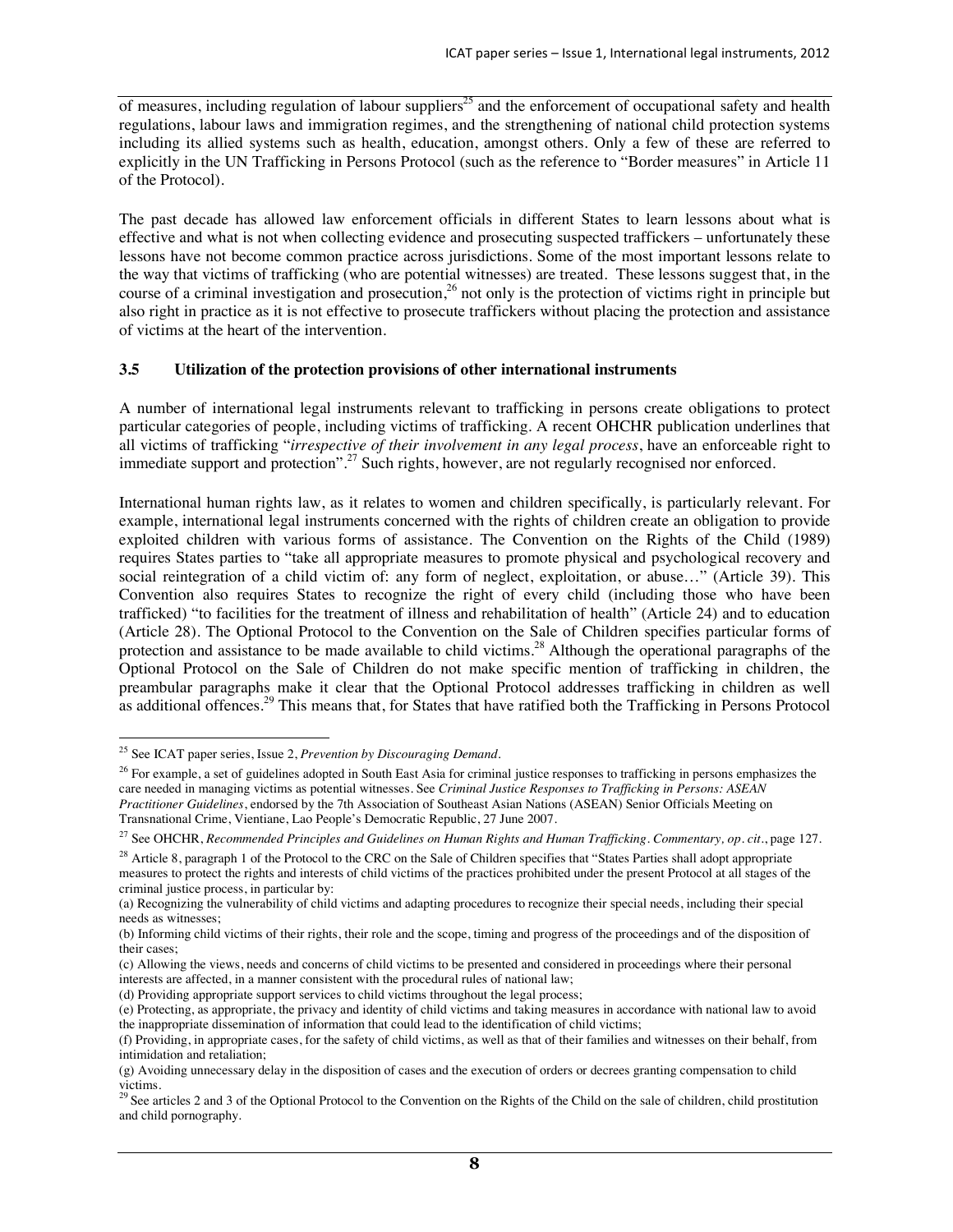of measures, including regulation of labour suppliers[25] and the enforcement of occupational safety and health regulations, labour laws and immigration regimes, and the strengthening of national child protection systems including its allied systems such as health, education, amongst others. Only a few of these are referred to explicitly in the UN Trafficking in Persons Protocol (such as the reference to "Border measures" in Article 11 of the Protocol).

The past decade has allowed law enforcement officials in different States to learn lessons about what is effective and what is not when collecting evidence and prosecuting suspected traffickers – unfortunately these lessons have not become common practice across jurisdictions. Some of the most important lessons relate to the way that victims of trafficking (who are potential witnesses) are treated. These lessons suggest that, in the course of a criminal investigation and prosecution,[26] not only is the protection of victims right in principle but also right in practice as it is not effective to prosecute traffickers without placing the protection and assistance of victims at the heart of the intervention.

### 3.5 Utilization of the protection provisions of other international instruments

A number of international legal instruments relevant to trafficking in persons create obligations to protect particular categories of people, including victims of trafficking. A recent OHCHR publication underlines that all victims of trafficking "*irrespective of their involvement in any legal process*, have an enforceable right to immediate support and protection".[27] Such rights, however, are not regularly recognised nor enforced.

International human rights law, as it relates to women and children specifically, is particularly relevant. For example, international legal instruments concerned with the rights of children create an obligation to provide exploited children with various forms of assistance. The Convention on the Rights of the Child (1989) requires States parties to "take all appropriate measures to promote physical and psychological recovery and social reintegration of a child victim of: any form of neglect, exploitation, or abuse…" (Article 39). This Convention also requires States to recognize the right of every child (including those who have been trafficked) "to facilities for the treatment of illness and rehabilitation of health" (Article 24) and to education (Article 28). The Optional Protocol to the Convention on the Sale of Children specifies particular forms of protection and assistance to be made available to child victims.[28] Although the operational paragraphs of the Optional Protocol on the Sale of Children do not make specific mention of trafficking in children, the preambular paragraphs make it clear that the Optional Protocol addresses trafficking in children as well as additional offences.[29] This means that, for States that have ratified both the Trafficking in Persons Protocol

---

[25] See ICAT paper series, Issue 2, *Prevention by Discouraging Demand*.

[26] For example, a set of guidelines adopted in South East Asia for criminal justice responses to trafficking in persons emphasizes the care needed in managing victims as potential witnesses. See *Criminal Justice Responses to Trafficking in Persons: ASEAN Practitioner Guidelines*, endorsed by the 7th Association of Southeast Asian Nations (ASEAN) Senior Officials Meeting on Transnational Crime, Vientiane, Lao People's Democratic Republic, 27 June 2007.

[27] See OHCHR, *Recommended Principles and Guidelines on Human Rights and Human Trafficking. Commentary, op. cit.*, page 127.

[28] Article 8, paragraph 1 of the Protocol to the CRC on the Sale of Children specifies that "States Parties shall adopt appropriate measures to protect the rights and interests of child victims of the practices prohibited under the present Protocol at all stages of the criminal justice process, in particular by:

(a) Recognizing the vulnerability of child victims and adapting procedures to recognize their special needs, including their special needs as witnesses;

(b) Informing child victims of their rights, their role and the scope, timing and progress of the proceedings and of the disposition of their cases;

(c) Allowing the views, needs and concerns of child victims to be presented and considered in proceedings where their personal interests are affected, in a manner consistent with the procedural rules of national law;

(d) Providing appropriate support services to child victims throughout the legal process;

(e) Protecting, as appropriate, the privacy and identity of child victims and taking measures in accordance with national law to avoid the inappropriate dissemination of information that could lead to the identification of child victims;

(f) Providing, in appropriate cases, for the safety of child victims, as well as that of their families and witnesses on their behalf, from intimidation and retaliation;

(g) Avoiding unnecessary delay in the disposition of cases and the execution of orders or decrees granting compensation to child victims.

[29] See articles 2 and 3 of the Optional Protocol to the Convention on the Rights of the Child on the sale of children, child prostitution and child pornography.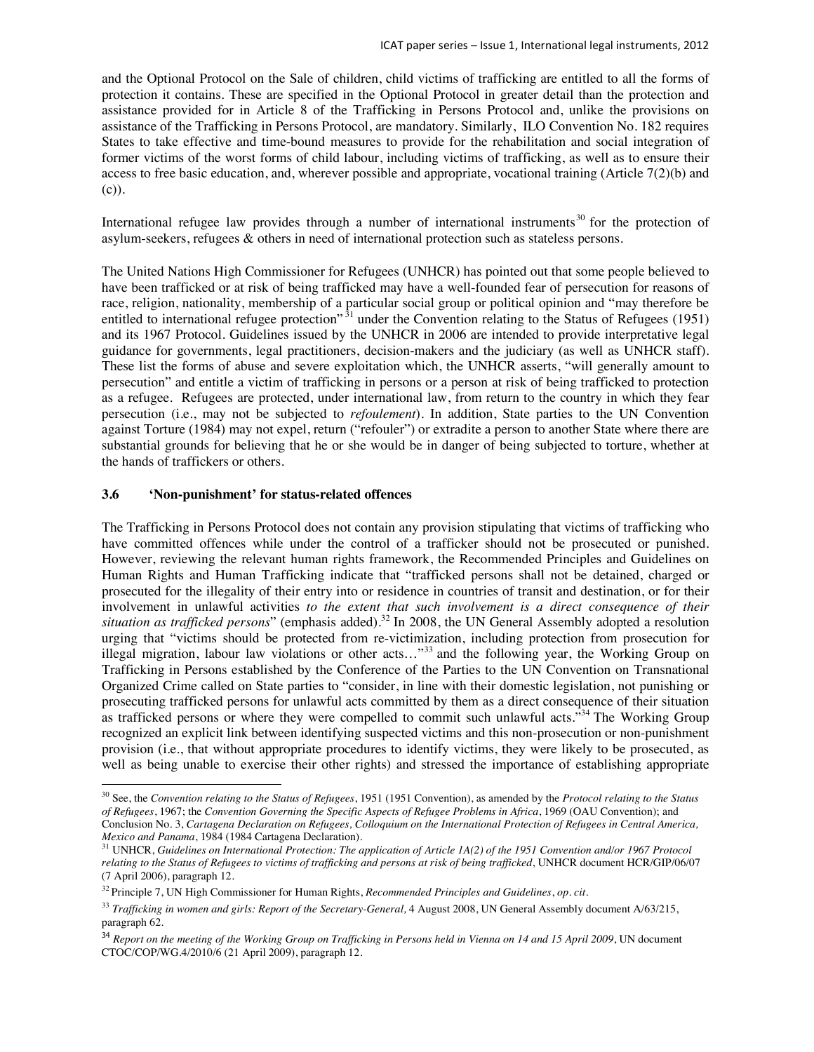and the Optional Protocol on the Sale of children, child victims of trafficking are entitled to all the forms of protection it contains. These are specified in the Optional Protocol in greater detail than the protection and assistance provided for in Article 8 of the Trafficking in Persons Protocol and, unlike the provisions on assistance of the Trafficking in Persons Protocol, are mandatory. Similarly, ILO Convention No. 182 requires States to take effective and time-bound measures to provide for the rehabilitation and social integration of former victims of the worst forms of child labour, including victims of trafficking, as well as to ensure their access to free basic education, and, wherever possible and appropriate, vocational training (Article 7(2)(b) and (c)).

International refugee law provides through a number of international instruments[30] for the protection of asylum-seekers, refugees & others in need of international protection such as stateless persons.

The United Nations High Commissioner for Refugees (UNHCR) has pointed out that some people believed to have been trafficked or at risk of being trafficked may have a well-founded fear of persecution for reasons of race, religion, nationality, membership of a particular social group or political opinion and "may therefore be entitled to international refugee protection"[31] under the Convention relating to the Status of Refugees (1951) and its 1967 Protocol. Guidelines issued by the UNHCR in 2006 are intended to provide interpretative legal guidance for governments, legal practitioners, decision-makers and the judiciary (as well as UNHCR staff). These list the forms of abuse and severe exploitation which, the UNHCR asserts, "will generally amount to persecution" and entitle a victim of trafficking in persons or a person at risk of being trafficked to protection as a refugee. Refugees are protected, under international law, from return to the country in which they fear persecution (i.e., may not be subjected to *refoulement*). In addition, State parties to the UN Convention against Torture (1984) may not expel, return ("refouler") or extradite a person to another State where there are substantial grounds for believing that he or she would be in danger of being subjected to torture, whether at the hands of traffickers or others.

### 3.6 'Non-punishment' for status-related offences

The Trafficking in Persons Protocol does not contain any provision stipulating that victims of trafficking who have committed offences while under the control of a trafficker should not be prosecuted or punished. However, reviewing the relevant human rights framework, the Recommended Principles and Guidelines on Human Rights and Human Trafficking indicate that "trafficked persons shall not be detained, charged or prosecuted for the illegality of their entry into or residence in countries of transit and destination, or for their involvement in unlawful activities *to the extent that such involvement is a direct consequence of their situation as trafficked persons*" (emphasis added).[32] In 2008, the UN General Assembly adopted a resolution urging that "victims should be protected from re-victimization, including protection from prosecution for illegal migration, labour law violations or other acts…"[33] and the following year, the Working Group on Trafficking in Persons established by the Conference of the Parties to the UN Convention on Transnational Organized Crime called on State parties to "consider, in line with their domestic legislation, not punishing or prosecuting trafficked persons for unlawful acts committed by them as a direct consequence of their situation as trafficked persons or where they were compelled to commit such unlawful acts."[34] The Working Group recognized an explicit link between identifying suspected victims and this non-prosecution or non-punishment provision (i.e., that without appropriate procedures to identify victims, they were likely to be prosecuted, as well as being unable to exercise their other rights) and stressed the importance of establishing appropriate

---

[30] See, the *Convention relating to the Status of Refugees*, 1951 (1951 Convention), as amended by the *Protocol relating to the Status of Refugees*, 1967; the *Convention Governing the Specific Aspects of Refugee Problems in Africa*, 1969 (OAU Convention); and Conclusion No. 3, *Cartagena Declaration on Refugees, Colloquium on the International Protection of Refugees in Central America, Mexico and Panama*, 1984 (1984 Cartagena Declaration).

[31] UNHCR, *Guidelines on International Protection: The application of Article 1A(2) of the 1951 Convention and/or 1967 Protocol relating to the Status of Refugees to victims of trafficking and persons at risk of being trafficked*, UNHCR document HCR/GIP/06/07 (7 April 2006), paragraph 12.

[32] Principle 7, UN High Commissioner for Human Rights, *Recommended Principles and Guidelines*, *op. cit.*

[33] *Trafficking in women and girls: Report of the Secretary-General,* 4 August 2008, UN General Assembly document A/63/215, paragraph 62.

[34] *Report on the meeting of the Working Group on Trafficking in Persons held in Vienna on 14 and 15 April 2009*, UN document CTOC/COP/WG.4/2010/6 (21 April 2009), paragraph 12.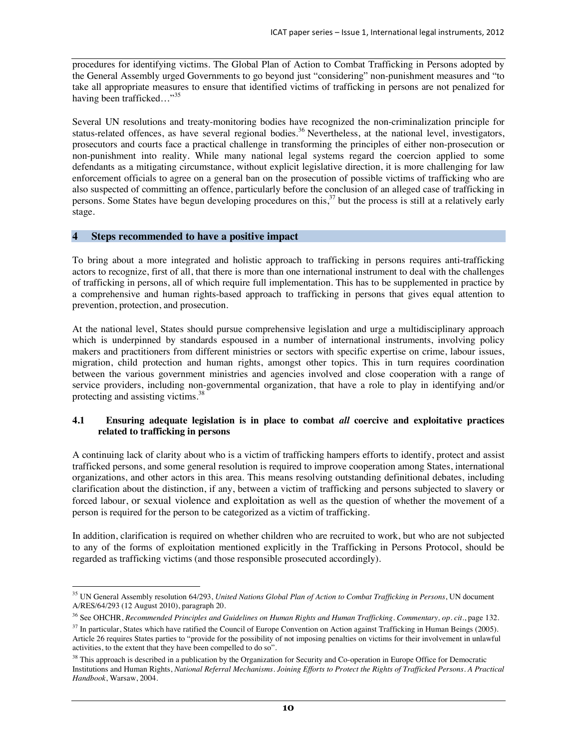procedures for identifying victims. The Global Plan of Action to Combat Trafficking in Persons adopted by the General Assembly urged Governments to go beyond just "considering" non-punishment measures and "to take all appropriate measures to ensure that identified victims of trafficking in persons are not penalized for having been trafficked…"[35]

Several UN resolutions and treaty-monitoring bodies have recognized the non-criminalization principle for status-related offences, as have several regional bodies.[36] Nevertheless, at the national level, investigators, prosecutors and courts face a practical challenge in transforming the principles of either non-prosecution or non-punishment into reality. While many national legal systems regard the coercion applied to some defendants as a mitigating circumstance, without explicit legislative direction, it is more challenging for law enforcement officials to agree on a general ban on the prosecution of possible victims of trafficking who are also suspected of committing an offence, particularly before the conclusion of an alleged case of trafficking in persons. Some States have begun developing procedures on this,[37] but the process is still at a relatively early stage.

## 4 Steps recommended to have a positive impact

To bring about a more integrated and holistic approach to trafficking in persons requires anti-trafficking actors to recognize, first of all, that there is more than one international instrument to deal with the challenges of trafficking in persons, all of which require full implementation. This has to be supplemented in practice by a comprehensive and human rights-based approach to trafficking in persons that gives equal attention to prevention, protection, and prosecution.

At the national level, States should pursue comprehensive legislation and urge a multidisciplinary approach which is underpinned by standards espoused in a number of international instruments, involving policy makers and practitioners from different ministries or sectors with specific expertise on crime, labour issues, migration, child protection and human rights, amongst other topics. This in turn requires coordination between the various government ministries and agencies involved and close cooperation with a range of service providers, including non-governmental organization, that have a role to play in identifying and/or protecting and assisting victims.[38]

### 4.1 Ensuring adequate legislation is in place to combat *all* coercive and exploitative practices related to trafficking in persons

A continuing lack of clarity about who is a victim of trafficking hampers efforts to identify, protect and assist trafficked persons, and some general resolution is required to improve cooperation among States, international organizations, and other actors in this area. This means resolving outstanding definitional debates, including clarification about the distinction, if any, between a victim of trafficking and persons subjected to slavery or forced labour, or sexual violence and exploitation as well as the question of whether the movement of a person is required for the person to be categorized as a victim of trafficking.

In addition, clarification is required on whether children who are recruited to work, but who are not subjected to any of the forms of exploitation mentioned explicitly in the Trafficking in Persons Protocol, should be regarded as trafficking victims (and those responsible prosecuted accordingly).

---

[35] UN General Assembly resolution 64/293, *United Nations Global Plan of Action to Combat Trafficking in Persons*, UN document A/RES/64/293 (12 August 2010), paragraph 20.

[36] See OHCHR, *Recommended Principles and Guidelines on Human Rights and Human Trafficking. Commentary, op. cit.*, page 132.

[37] In particular, States which have ratified the Council of Europe Convention on Action against Trafficking in Human Beings (2005). Article 26 requires States parties to "provide for the possibility of not imposing penalties on victims for their involvement in unlawful activities, to the extent that they have been compelled to do so".

[38] This approach is described in a publication by the Organization for Security and Co-operation in Europe Office for Democratic Institutions and Human Rights, *National Referral Mechanisms. Joining Efforts to Protect the Rights of Trafficked Persons. A Practical Handbook*, Warsaw, 2004.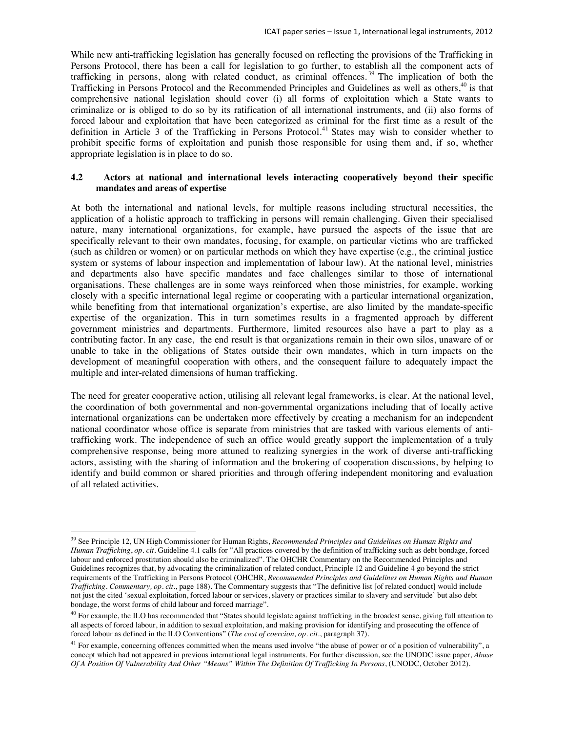While new anti-trafficking legislation has generally focused on reflecting the provisions of the Trafficking in Persons Protocol, there has been a call for legislation to go further, to establish all the component acts of trafficking in persons, along with related conduct, as criminal offences.[39] The implication of both the Trafficking in Persons Protocol and the Recommended Principles and Guidelines as well as others,[40] is that comprehensive national legislation should cover (i) all forms of exploitation which a State wants to criminalize or is obliged to do so by its ratification of all international instruments, and (ii) also forms of forced labour and exploitation that have been categorized as criminal for the first time as a result of the definition in Article 3 of the Trafficking in Persons Protocol.[41] States may wish to consider whether to prohibit specific forms of exploitation and punish those responsible for using them and, if so, whether appropriate legislation is in place to do so.

### 4.2 Actors at national and international levels interacting cooperatively beyond their specific mandates and areas of expertise

At both the international and national levels, for multiple reasons including structural necessities, the application of a holistic approach to trafficking in persons will remain challenging. Given their specialised nature, many international organizations, for example, have pursued the aspects of the issue that are specifically relevant to their own mandates, focusing, for example, on particular victims who are trafficked (such as children or women) or on particular methods on which they have expertise (e.g., the criminal justice system or systems of labour inspection and implementation of labour law). At the national level, ministries and departments also have specific mandates and face challenges similar to those of international organisations. These challenges are in some ways reinforced when those ministries, for example, working closely with a specific international legal regime or cooperating with a particular international organization, while benefiting from that international organization's expertise, are also limited by the mandate-specific expertise of the organization. This in turn sometimes results in a fragmented approach by different government ministries and departments. Furthermore, limited resources also have a part to play as a contributing factor. In any case, the end result is that organizations remain in their own silos, unaware of or unable to take in the obligations of States outside their own mandates, which in turn impacts on the development of meaningful cooperation with others, and the consequent failure to adequately impact the multiple and inter-related dimensions of human trafficking.

The need for greater cooperative action, utilising all relevant legal frameworks, is clear. At the national level, the coordination of both governmental and non-governmental organizations including that of locally active international organizations can be undertaken more effectively by creating a mechanism for an independent national coordinator whose office is separate from ministries that are tasked with various elements of anti-trafficking work. The independence of such an office would greatly support the implementation of a truly comprehensive response, being more attuned to realizing synergies in the work of diverse anti-trafficking actors, assisting with the sharing of information and the brokering of cooperation discussions, by helping to identify and build common or shared priorities and through offering independent monitoring and evaluation of all related activities.

---

[39] See Principle 12, UN High Commissioner for Human Rights, *Recommended Principles and Guidelines on Human Rights and Human Trafficking*, *op. cit*. Guideline 4.1 calls for "All practices covered by the definition of trafficking such as debt bondage, forced labour and enforced prostitution should also be criminalized". The OHCHR Commentary on the Recommended Principles and Guidelines recognizes that, by advocating the criminalization of related conduct, Principle 12 and Guideline 4 go beyond the strict requirements of the Trafficking in Persons Protocol (OHCHR, *Recommended Principles and Guidelines on Human Rights and Human Trafficking. Commentary, op. cit*., page 188). The Commentary suggests that "The definitive list [of related conduct] would include not just the cited 'sexual exploitation, forced labour or services, slavery or practices similar to slavery and servitude' but also debt bondage, the worst forms of child labour and forced marriage".

[40] For example, the ILO has recommended that "States should legislate against trafficking in the broadest sense, giving full attention to all aspects of forced labour, in addition to sexual exploitation, and making provision for identifying and prosecuting the offence of forced labour as defined in the ILO Conventions" (*The cost of coercion, op. cit*., paragraph 37).

[41] For example, concerning offences committed when the means used involve "the abuse of power or of a position of vulnerability", a concept which had not appeared in previous international legal instruments. For further discussion, see the UNODC issue paper, *Abuse Of A Position Of Vulnerability And Other "Means" Within The Definition Of Trafficking In Persons*, (UNODC, October 2012).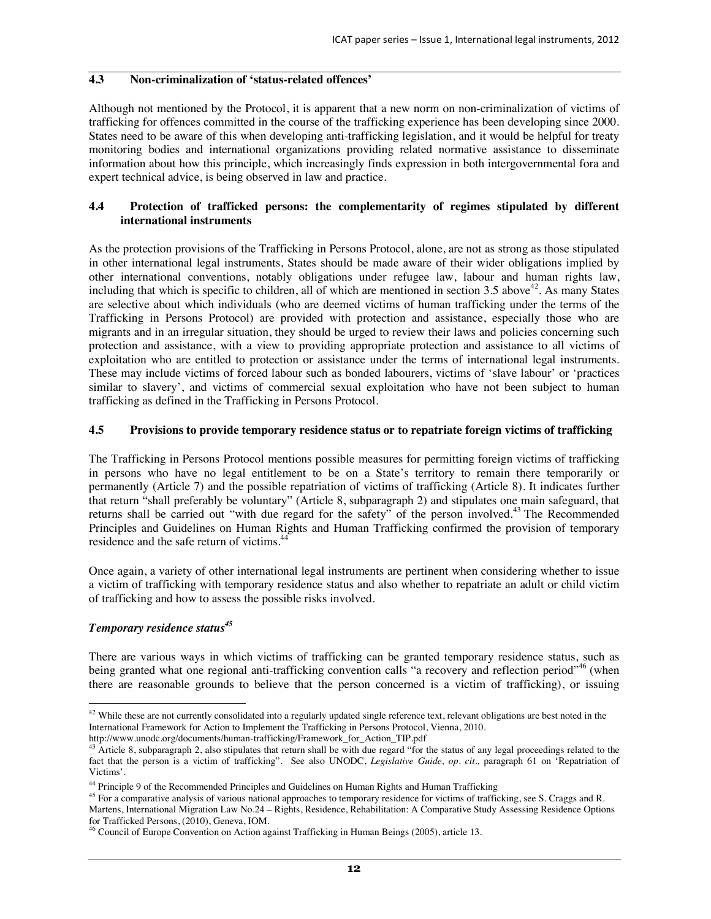### 4.3 Non-criminalization of 'status-related offences'

Although not mentioned by the Protocol, it is apparent that a new norm on non-criminalization of victims of trafficking for offences committed in the course of the trafficking experience has been developing since 2000. States need to be aware of this when developing anti-trafficking legislation, and it would be helpful for treaty monitoring bodies and international organizations providing related normative assistance to disseminate information about how this principle, which increasingly finds expression in both intergovernmental fora and expert technical advice, is being observed in law and practice.

### 4.4 Protection of trafficked persons: the complementarity of regimes stipulated by different international instruments

As the protection provisions of the Trafficking in Persons Protocol, alone, are not as strong as those stipulated in other international legal instruments, States should be made aware of their wider obligations implied by other international conventions, notably obligations under refugee law, labour and human rights law, including that which is specific to children, all of which are mentioned in section 3.5 above[42]. As many States are selective about which individuals (who are deemed victims of human trafficking under the terms of the Trafficking in Persons Protocol) are provided with protection and assistance, especially those who are migrants and in an irregular situation, they should be urged to review their laws and policies concerning such protection and assistance, with a view to providing appropriate protection and assistance to all victims of exploitation who are entitled to protection or assistance under the terms of international legal instruments. These may include victims of forced labour such as bonded labourers, victims of 'slave labour' or 'practices similar to slavery', and victims of commercial sexual exploitation who have not been subject to human trafficking as defined in the Trafficking in Persons Protocol.

### 4.5 Provisions to provide temporary residence status or to repatriate foreign victims of trafficking

The Trafficking in Persons Protocol mentions possible measures for permitting foreign victims of trafficking in persons who have no legal entitlement to be on a State's territory to remain there temporarily or permanently (Article 7) and the possible repatriation of victims of trafficking (Article 8). It indicates further that return "shall preferably be voluntary" (Article 8, subparagraph 2) and stipulates one main safeguard, that returns shall be carried out "with due regard for the safety" of the person involved.[43] The Recommended Principles and Guidelines on Human Rights and Human Trafficking confirmed the provision of temporary residence and the safe return of victims.[44]

Once again, a variety of other international legal instruments are pertinent when considering whether to issue a victim of trafficking with temporary residence status and also whether to repatriate an adult or child victim of trafficking and how to assess the possible risks involved.

#### *Temporary residence status*[45]

There are various ways in which victims of trafficking can be granted temporary residence status, such as being granted what one regional anti-trafficking convention calls "a recovery and reflection period"[46] (when there are reasonable grounds to believe that the person concerned is a victim of trafficking), or issuing

---

[42] While these are not currently consolidated into a regularly updated single reference text, relevant obligations are best noted in the International Framework for Action to Implement the Trafficking in Persons Protocol, Vienna, 2010. http://www.unodc.org/documents/human-trafficking/Framework_for_Action_TIP.pdf

[43] Article 8, subparagraph 2, also stipulates that return shall be with due regard "for the status of any legal proceedings related to the fact that the person is a victim of trafficking". See also UNODC, *Legislative Guide, op. cit.,* paragraph 61 on 'Repatriation of Victims'.

[44] Principle 9 of the Recommended Principles and Guidelines on Human Rights and Human Trafficking

[45] For a comparative analysis of various national approaches to temporary residence for victims of trafficking, see S. Craggs and R. Martens, International Migration Law No.24 – Rights, Residence, Rehabilitation: A Comparative Study Assessing Residence Options for Trafficked Persons, (2010), Geneva, IOM.

[46] Council of Europe Convention on Action against Trafficking in Human Beings (2005), article 13.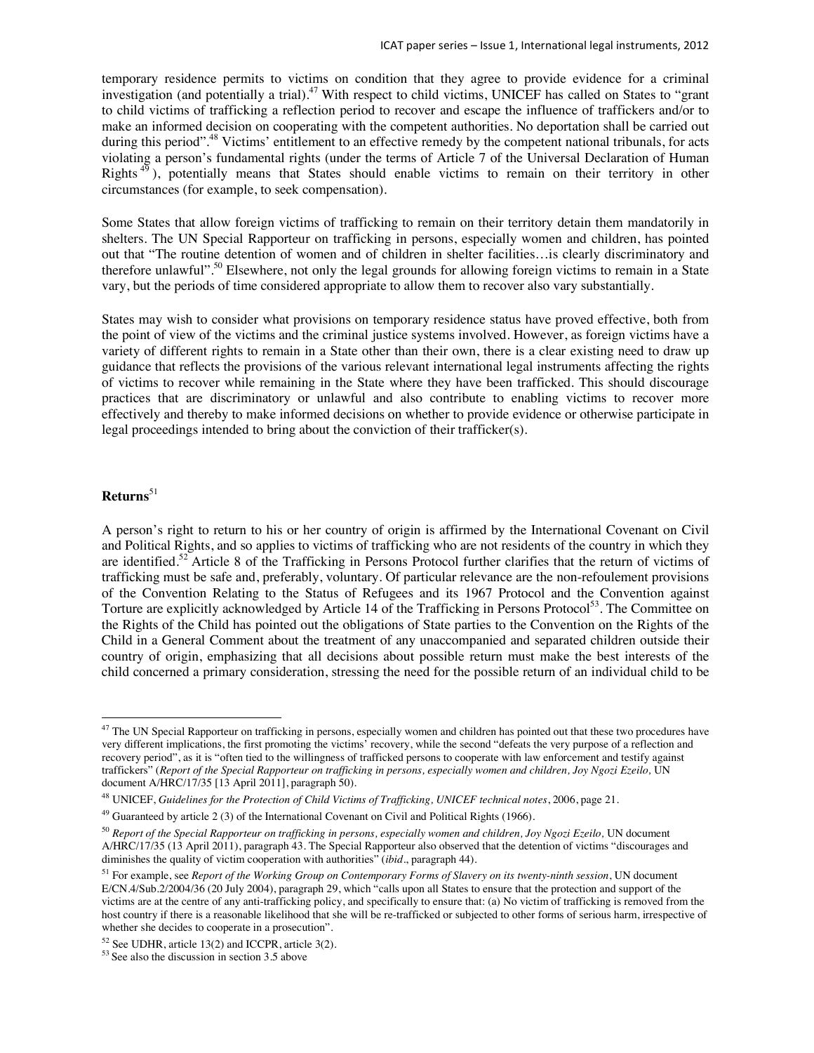temporary residence permits to victims on condition that they agree to provide evidence for a criminal investigation (and potentially a trial).[47] With respect to child victims, UNICEF has called on States to "grant to child victims of trafficking a reflection period to recover and escape the influence of traffickers and/or to make an informed decision on cooperating with the competent authorities. No deportation shall be carried out during this period".[48] Victims' entitlement to an effective remedy by the competent national tribunals, for acts violating a person's fundamental rights (under the terms of Article 7 of the Universal Declaration of Human Rights [49]), potentially means that States should enable victims to remain on their territory in other circumstances (for example, to seek compensation).

Some States that allow foreign victims of trafficking to remain on their territory detain them mandatorily in shelters. The UN Special Rapporteur on trafficking in persons, especially women and children, has pointed out that "The routine detention of women and of children in shelter facilities…is clearly discriminatory and therefore unlawful".[50] Elsewhere, not only the legal grounds for allowing foreign victims to remain in a State vary, but the periods of time considered appropriate to allow them to recover also vary substantially.

States may wish to consider what provisions on temporary residence status have proved effective, both from the point of view of the victims and the criminal justice systems involved. However, as foreign victims have a variety of different rights to remain in a State other than their own, there is a clear existing need to draw up guidance that reflects the provisions of the various relevant international legal instruments affecting the rights of victims to recover while remaining in the State where they have been trafficked. This should discourage practices that are discriminatory or unlawful and also contribute to enabling victims to recover more effectively and thereby to make informed decisions on whether to provide evidence or otherwise participate in legal proceedings intended to bring about the conviction of their trafficker(s).

**Returns**[51]

A person's right to return to his or her country of origin is affirmed by the International Covenant on Civil and Political Rights, and so applies to victims of trafficking who are not residents of the country in which they are identified.[52] Article 8 of the Trafficking in Persons Protocol further clarifies that the return of victims of trafficking must be safe and, preferably, voluntary. Of particular relevance are the non-refoulement provisions of the Convention Relating to the Status of Refugees and its 1967 Protocol and the Convention against Torture are explicitly acknowledged by Article 14 of the Trafficking in Persons Protocol[53]. The Committee on the Rights of the Child has pointed out the obligations of State parties to the Convention on the Rights of the Child in a General Comment about the treatment of any unaccompanied and separated children outside their country of origin, emphasizing that all decisions about possible return must make the best interests of the child concerned a primary consideration, stressing the need for the possible return of an individual child to be

---

[47] The UN Special Rapporteur on trafficking in persons, especially women and children has pointed out that these two procedures have very different implications, the first promoting the victims' recovery, while the second "defeats the very purpose of a reflection and recovery period", as it is "often tied to the willingness of trafficked persons to cooperate with law enforcement and testify against traffickers" (*Report of the Special Rapporteur on trafficking in persons, especially women and children, Joy Ngozi Ezeilo,* UN document A/HRC/17/35 [13 April 2011], paragraph 50).

[48] UNICEF, *Guidelines for the Protection of Child Victims of Trafficking, UNICEF technical notes*, 2006, page 21.

[49] Guaranteed by article 2 (3) of the International Covenant on Civil and Political Rights (1966).

[50] *Report of the Special Rapporteur on trafficking in persons, especially women and children, Joy Ngozi Ezeilo,* UN document A/HRC/17/35 (13 April 2011), paragraph 43. The Special Rapporteur also observed that the detention of victims "discourages and diminishes the quality of victim cooperation with authorities" (*ibid*., paragraph 44).

[51] For example, see *Report of the Working Group on Contemporary Forms of Slavery on its twenty-ninth session*, UN document E/CN.4/Sub.2/2004/36 (20 July 2004), paragraph 29, which "calls upon all States to ensure that the protection and support of the victims are at the centre of any anti-trafficking policy, and specifically to ensure that: (a) No victim of trafficking is removed from the host country if there is a reasonable likelihood that she will be re-trafficked or subjected to other forms of serious harm, irrespective of whether she decides to cooperate in a prosecution".

[52] See UDHR, article 13(2) and ICCPR, article 3(2).

[53] See also the discussion in section 3.5 above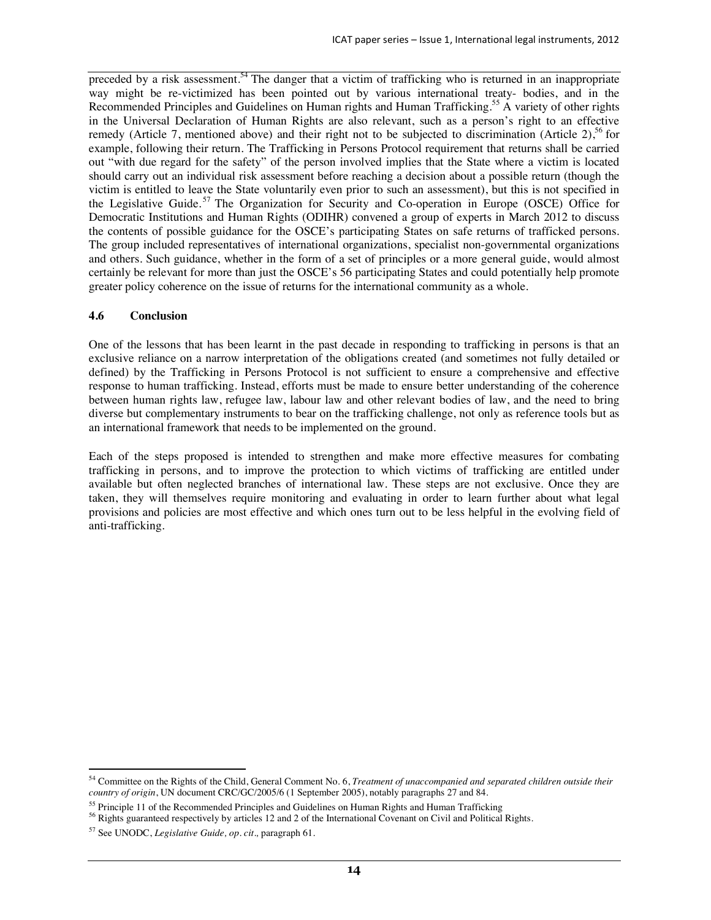preceded by a risk assessment.[54] The danger that a victim of trafficking who is returned in an inappropriate way might be re-victimized has been pointed out by various international treaty- bodies, and in the Recommended Principles and Guidelines on Human rights and Human Trafficking.[55] A variety of other rights in the Universal Declaration of Human Rights are also relevant, such as a person's right to an effective remedy (Article 7, mentioned above) and their right not to be subjected to discrimination (Article 2),[56] for example, following their return. The Trafficking in Persons Protocol requirement that returns shall be carried out "with due regard for the safety" of the person involved implies that the State where a victim is located should carry out an individual risk assessment before reaching a decision about a possible return (though the victim is entitled to leave the State voluntarily even prior to such an assessment), but this is not specified in the Legislative Guide.[57] The Organization for Security and Co-operation in Europe (OSCE) Office for Democratic Institutions and Human Rights (ODIHR) convened a group of experts in March 2012 to discuss the contents of possible guidance for the OSCE's participating States on safe returns of trafficked persons. The group included representatives of international organizations, specialist non-governmental organizations and others. Such guidance, whether in the form of a set of principles or a more general guide, would almost certainly be relevant for more than just the OSCE's 56 participating States and could potentially help promote greater policy coherence on the issue of returns for the international community as a whole.

### 4.6 Conclusion

One of the lessons that has been learnt in the past decade in responding to trafficking in persons is that an exclusive reliance on a narrow interpretation of the obligations created (and sometimes not fully detailed or defined) by the Trafficking in Persons Protocol is not sufficient to ensure a comprehensive and effective response to human trafficking. Instead, efforts must be made to ensure better understanding of the coherence between human rights law, refugee law, labour law and other relevant bodies of law, and the need to bring diverse but complementary instruments to bear on the trafficking challenge, not only as reference tools but as an international framework that needs to be implemented on the ground.

Each of the steps proposed is intended to strengthen and make more effective measures for combating trafficking in persons, and to improve the protection to which victims of trafficking are entitled under available but often neglected branches of international law. These steps are not exclusive. Once they are taken, they will themselves require monitoring and evaluating in order to learn further about what legal provisions and policies are most effective and which ones turn out to be less helpful in the evolving field of anti-trafficking.

---

[54] Committee on the Rights of the Child, General Comment No. 6, *Treatment of unaccompanied and separated children outside their country of origin*, UN document CRC/GC/2005/6 (1 September 2005), notably paragraphs 27 and 84.

[55] Principle 11 of the Recommended Principles and Guidelines on Human Rights and Human Trafficking

[56] Rights guaranteed respectively by articles 12 and 2 of the International Covenant on Civil and Political Rights.

[57] See UNODC, *Legislative Guide, op. cit.,* paragraph 61.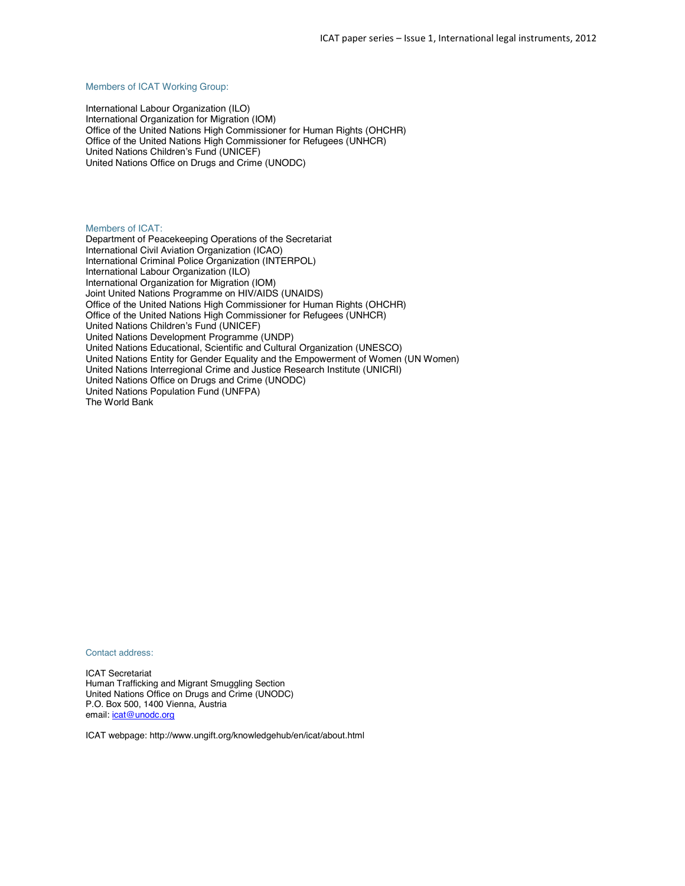Members of ICAT Working Group:

International Labour Organization (ILO)
International Organization for Migration (IOM)
Office of the United Nations High Commissioner for Human Rights (OHCHR)
Office of the United Nations High Commissioner for Refugees (UNHCR)
United Nations Children's Fund (UNICEF)
United Nations Office on Drugs and Crime (UNODC)

Members of ICAT:

Department of Peacekeeping Operations of the Secretariat
International Civil Aviation Organization (ICAO)
International Criminal Police Organization (INTERPOL)
International Labour Organization (ILO)
International Organization for Migration (IOM)
Joint United Nations Programme on HIV/AIDS (UNAIDS)
Office of the United Nations High Commissioner for Human Rights (OHCHR)
Office of the United Nations High Commissioner for Refugees (UNHCR)
United Nations Children's Fund (UNICEF)
United Nations Development Programme (UNDP)
United Nations Educational, Scientific and Cultural Organization (UNESCO)
United Nations Entity for Gender Equality and the Empowerment of Women (UN Women)
United Nations Interregional Crime and Justice Research Institute (UNICRI)
United Nations Office on Drugs and Crime (UNODC)
United Nations Population Fund (UNFPA)
The World Bank

Contact address:

ICAT Secretariat
Human Trafficking and Migrant Smuggling Section
United Nations Office on Drugs and Crime (UNODC)
P.O. Box 500, 1400 Vienna, Austria
email: icat@unodc.org

ICAT webpage: http://www.ungift.org/knowledgehub/en/icat/about.html